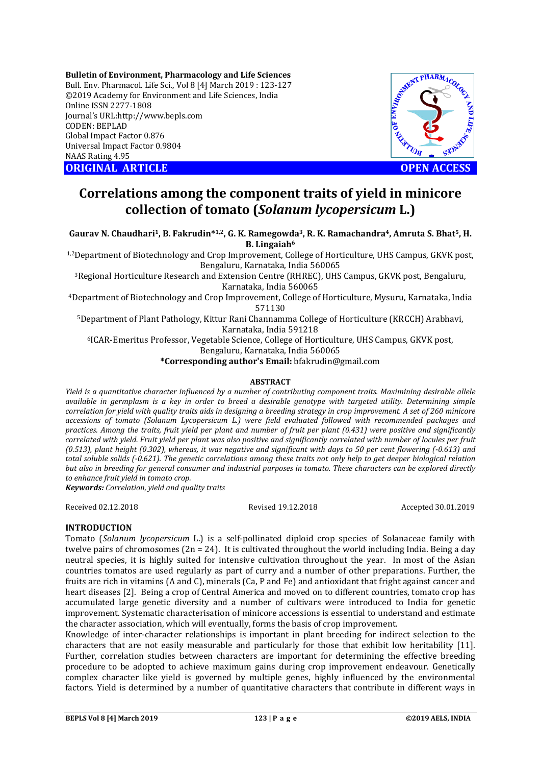**Bulletin of Environment, Pharmacology and Life Sciences**
Bull. Env. Pharmacol. Life Sci., Vol 8 [4] March 2019 : 123-127
©2019 Academy for Environment and Life Sciences, India
Online ISSN 2277-1808
Journal's URL:http://www.bepls.com
CODEN: BEPLAD
Global Impact Factor 0.876
Universal Impact Factor 0.9804
NAAS Rating 4.95

**ORIGINAL ARTICLE** **OPEN ACCESS**

# Correlations among the component traits of yield in minicore collection of tomato (*Solanum lycopersicum* L.)

**Gaurav N. Chaudhari[1], B. Fakrudin*[1,2], G. K. Ramegowda[3], R. K. Ramachandra[4], Amruta S. Bhat[5], H. B. Lingaiah[6]**

[1,2]Department of Biotechnology and Crop Improvement, College of Horticulture, UHS Campus, GKVK post, Bengaluru, Karnataka, India 560065

[3]Regional Horticulture Research and Extension Centre (RHREC), UHS Campus, GKVK post, Bengaluru, Karnataka, India 560065

[4]Department of Biotechnology and Crop Improvement, College of Horticulture, Mysuru, Karnataka, India 571130

[5]Department of Plant Pathology, Kittur Rani Channamma College of Horticulture (KRCCH) Arabhavi, Karnataka, India 591218

[6]ICAR-Emeritus Professor, Vegetable Science, College of Horticulture, UHS Campus, GKVK post, Bengaluru, Karnataka, India 560065

***Corresponding author's Email:** bfakrudin@gmail.com

## ABSTRACT

*Yield is a quantitative character influenced by a number of contributing component traits. Maximining desirable allele available in germplasm is a key in order to breed a desirable genotype with targeted utility. Determining simple correlation for yield with quality traits aids in designing a breeding strategy in crop improvement. A set of 260 minicore accessions of tomato (Solanum Lycopersicum L.) were field evaluated followed with recommended packages and practices. Among the traits, fruit yield per plant and number of fruit per plant (0.431) were positive and significantly correlated with yield. Fruit yield per plant was also positive and significantly correlated with number of locules per fruit (0.513), plant height (0.302), whereas, it was negative and significant with days to 50 per cent flowering (-0.613) and total soluble solids (-0.621). The genetic correlations among these traits not only help to get deeper biological relation but also in breeding for general consumer and industrial purposes in tomato. These characters can be explored directly to enhance fruit yield in tomato crop.*

***Keywords:*** *Correlation, yield and quality traits*

Received 02.12.2018 Revised 19.12.2018 Accepted 30.01.2019

## INTRODUCTION

Tomato (*Solanum lycopersicum* L.) is a self-pollinated diploid crop species of Solanaceae family with twelve pairs of chromosomes (2n = 24). It is cultivated throughout the world including India. Being a day neutral species, it is highly suited for intensive cultivation throughout the year. In most of the Asian countries tomatos are used regularly as part of curry and a number of other preparations. Further, the fruits are rich in vitamins (A and C), minerals (Ca, P and Fe) and antioxidant that fright against cancer and heart diseases [2]. Being a crop of Central America and moved on to different countries, tomato crop has accumulated large genetic diversity and a number of cultivars were introduced to India for genetic improvement. Systematic characterisation of minicore accessions is essential to understand and estimate the character association, which will eventually, forms the basis of crop improvement.

Knowledge of inter-character relationships is important in plant breeding for indirect selection to the characters that are not easily measurable and particularly for those that exhibit low heritability [11]. Further, correlation studies between characters are important for determining the effective breeding procedure to be adopted to achieve maximum gains during crop improvement endeavour. Genetically complex character like yield is governed by multiple genes, highly influenced by the environmental factors. Yield is determined by a number of quantitative characters that contribute in different ways in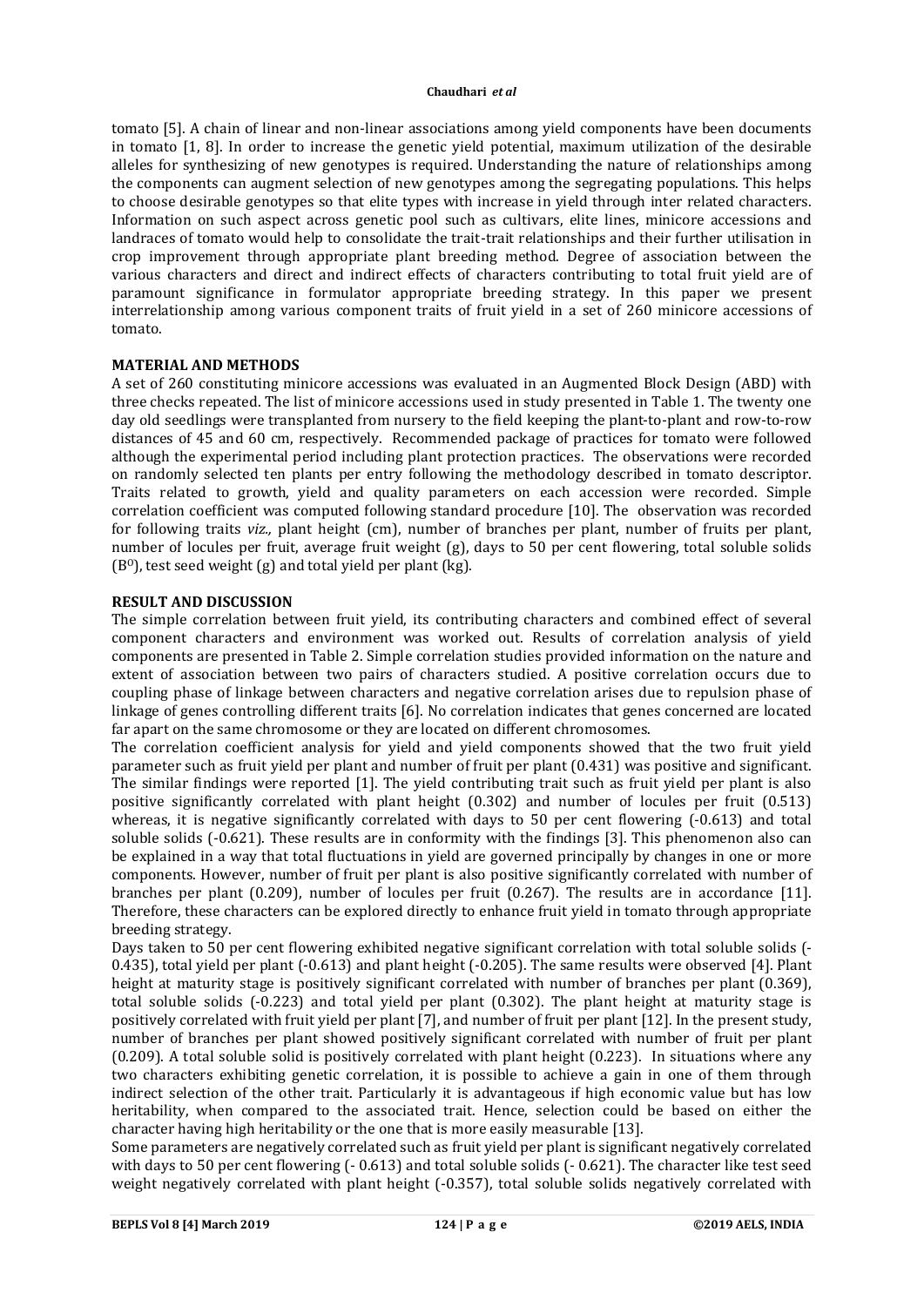tomato [5]. A chain of linear and non-linear associations among yield components have been documents in tomato [1, 8]. In order to increase the genetic yield potential, maximum utilization of the desirable alleles for synthesizing of new genotypes is required. Understanding the nature of relationships among the components can augment selection of new genotypes among the segregating populations. This helps to choose desirable genotypes so that elite types with increase in yield through inter related characters. Information on such aspect across genetic pool such as cultivars, elite lines, minicore accessions and landraces of tomato would help to consolidate the trait-trait relationships and their further utilisation in crop improvement through appropriate plant breeding method. Degree of association between the various characters and direct and indirect effects of characters contributing to total fruit yield are of paramount significance in formulator appropriate breeding strategy. In this paper we present interrelationship among various component traits of fruit yield in a set of 260 minicore accessions of tomato.

## MATERIAL AND METHODS

A set of 260 constituting minicore accessions was evaluated in an Augmented Block Design (ABD) with three checks repeated. The list of minicore accessions used in study presented in Table 1. The twenty one day old seedlings were transplanted from nursery to the field keeping the plant-to-plant and row-to-row distances of 45 and 60 cm, respectively. Recommended package of practices for tomato were followed although the experimental period including plant protection practices. The observations were recorded on randomly selected ten plants per entry following the methodology described in tomato descriptor. Traits related to growth, yield and quality parameters on each accession were recorded. Simple correlation coefficient was computed following standard procedure [10]. The observation was recorded for following traits *viz.,* plant height (cm), number of branches per plant, number of fruits per plant, number of locules per fruit, average fruit weight (g), days to 50 per cent flowering, total soluble solids ($B^0$), test seed weight (g) and total yield per plant (kg).

## RESULT AND DISCUSSION

The simple correlation between fruit yield, its contributing characters and combined effect of several component characters and environment was worked out. Results of correlation analysis of yield components are presented in Table 2. Simple correlation studies provided information on the nature and extent of association between two pairs of characters studied. A positive correlation occurs due to coupling phase of linkage between characters and negative correlation arises due to repulsion phase of linkage of genes controlling different traits [6]. No correlation indicates that genes concerned are located far apart on the same chromosome or they are located on different chromosomes.

The correlation coefficient analysis for yield and yield components showed that the two fruit yield parameter such as fruit yield per plant and number of fruit per plant (0.431) was positive and significant. The similar findings were reported [1]. The yield contributing trait such as fruit yield per plant is also positive significantly correlated with plant height (0.302) and number of locules per fruit (0.513) whereas, it is negative significantly correlated with days to 50 per cent flowering (-0.613) and total soluble solids (-0.621). These results are in conformity with the findings [3]. This phenomenon also can be explained in a way that total fluctuations in yield are governed principally by changes in one or more components. However, number of fruit per plant is also positive significantly correlated with number of branches per plant (0.209), number of locules per fruit (0.267). The results are in accordance [11]. Therefore, these characters can be explored directly to enhance fruit yield in tomato through appropriate breeding strategy.

Days taken to 50 per cent flowering exhibited negative significant correlation with total soluble solids (-0.435), total yield per plant (-0.613) and plant height (-0.205). The same results were observed [4]. Plant height at maturity stage is positively significant correlated with number of branches per plant (0.369), total soluble solids (-0.223) and total yield per plant (0.302). The plant height at maturity stage is positively correlated with fruit yield per plant [7], and number of fruit per plant [12]. In the present study, number of branches per plant showed positively significant correlated with number of fruit per plant (0.209). A total soluble solid is positively correlated with plant height (0.223). In situations where any two characters exhibiting genetic correlation, it is possible to achieve a gain in one of them through indirect selection of the other trait. Particularly it is advantageous if high economic value but has low heritability, when compared to the associated trait. Hence, selection could be based on either the character having high heritability or the one that is more easily measurable [13].

Some parameters are negatively correlated such as fruit yield per plant is significant negatively correlated with days to 50 per cent flowering (- 0.613) and total soluble solids (- 0.621). The character like test seed weight negatively correlated with plant height (-0.357), total soluble solids negatively correlated with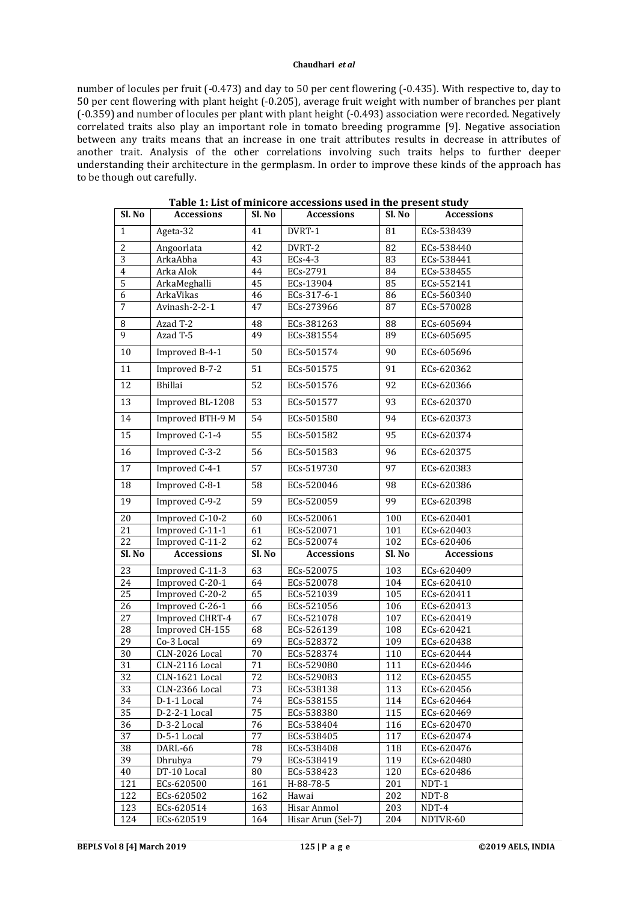number of locules per fruit (-0.473) and day to 50 per cent flowering (-0.435). With respective to, day to 50 per cent flowering with plant height (-0.205), average fruit weight with number of branches per plant (-0.359) and number of locules per plant with plant height (-0.493) association were recorded. Negatively correlated traits also play an important role in tomato breeding programme [9]. Negative association between any traits means that an increase in one trait attributes results in decrease in attributes of another trait. Analysis of the other correlations involving such traits helps to further deeper understanding their architecture in the germplasm. In order to improve these kinds of the approach has to be though out carefully.

**Table 1: List of minicore accessions used in the present study**

| Sl. No | Accessions | Sl. No | Accessions | Sl. No | Accessions |
|---|---|---|---|---|---|
| 1 | Ageta-32 | 41 | DVRT-1 | 81 | ECs-538439 |
| 2 | Angoorlata | 42 | DVRT-2 | 82 | ECs-538440 |
| 3 | ArkaAbha | 43 | ECs-4-3 | 83 | ECs-538441 |
| 4 | Arka Alok | 44 | ECs-2791 | 84 | ECs-538455 |
| 5 | ArkaMeghalli | 45 | ECs-13904 | 85 | ECs-552141 |
| 6 | ArkaVikas | 46 | ECs-317-6-1 | 86 | ECs-560340 |
| 7 | Avinash-2-2-1 | 47 | ECs-273966 | 87 | ECs-570028 |
| 8 | Azad T-2 | 48 | ECs-381263 | 88 | ECs-605694 |
| 9 | Azad T-5 | 49 | ECs-381554 | 89 | ECs-605695 |
| 10 | Improved B-4-1 | 50 | ECs-501574 | 90 | ECs-605696 |
| 11 | Improved B-7-2 | 51 | ECs-501575 | 91 | ECs-620362 |
| 12 | Bhillai | 52 | ECs-501576 | 92 | ECs-620366 |
| 13 | Improved BL-1208 | 53 | ECs-501577 | 93 | ECs-620370 |
| 14 | Improved BTH-9 M | 54 | ECs-501580 | 94 | ECs-620373 |
| 15 | Improved C-1-4 | 55 | ECs-501582 | 95 | ECs-620374 |
| 16 | Improved C-3-2 | 56 | ECs-501583 | 96 | ECs-620375 |
| 17 | Improved C-4-1 | 57 | ECs-519730 | 97 | ECs-620383 |
| 18 | Improved C-8-1 | 58 | ECs-520046 | 98 | ECs-620386 |
| 19 | Improved C-9-2 | 59 | ECs-520059 | 99 | ECs-620398 |
| 20 | Improved C-10-2 | 60 | ECs-520061 | 100 | ECs-620401 |
| 21 | Improved C-11-1 | 61 | ECs-520071 | 101 | ECs-620403 |
| 22 | Improved C-11-2 | 62 | ECs-520074 | 102 | ECs-620406 |
| 23 | Improved C-11-3 | 63 | ECs-520075 | 103 | ECs-620409 |
| 24 | Improved C-20-1 | 64 | ECs-520078 | 104 | ECs-620410 |
| 25 | Improved C-20-2 | 65 | ECs-521039 | 105 | ECs-620411 |
| 26 | Improved C-26-1 | 66 | ECs-521056 | 106 | ECs-620413 |
| 27 | Improved CHRT-4 | 67 | ECs-521078 | 107 | ECs-620419 |
| 28 | Improved CH-155 | 68 | ECs-526139 | 108 | ECs-620421 |
| 29 | Co-3 Local | 69 | ECs-528372 | 109 | ECs-620438 |
| 30 | CLN-2026 Local | 70 | ECs-528374 | 110 | ECs-620444 |
| 31 | CLN-2116 Local | 71 | ECs-529080 | 111 | ECs-620446 |
| 32 | CLN-1621 Local | 72 | ECs-529083 | 112 | ECs-620455 |
| 33 | CLN-2366 Local | 73 | ECs-538138 | 113 | ECs-620456 |
| 34 | D-1-1 Local | 74 | ECs-538155 | 114 | ECs-620464 |
| 35 | D-2-2-1 Local | 75 | ECs-538380 | 115 | ECs-620469 |
| 36 | D-3-2 Local | 76 | ECs-538404 | 116 | ECs-620470 |
| 37 | D-5-1 Local | 77 | ECs-538405 | 117 | ECs-620474 |
| 38 | DARL-66 | 78 | ECs-538408 | 118 | ECs-620476 |
| 39 | Dhrubya | 79 | ECs-538419 | 119 | ECs-620480 |
| 40 | DT-10 Local | 80 | ECs-538423 | 120 | ECs-620486 |
| 121 | ECs-620500 | 161 | H-88-78-5 | 201 | NDT-1 |
| 122 | ECs-620502 | 162 | Hawai | 202 | NDT-8 |
| 123 | ECs-620514 | 163 | Hisar Anmol | 203 | NDT-4 |
| 124 | ECs-620519 | 164 | Hisar Arun (Sel-7) | 204 | NDTVR-60 |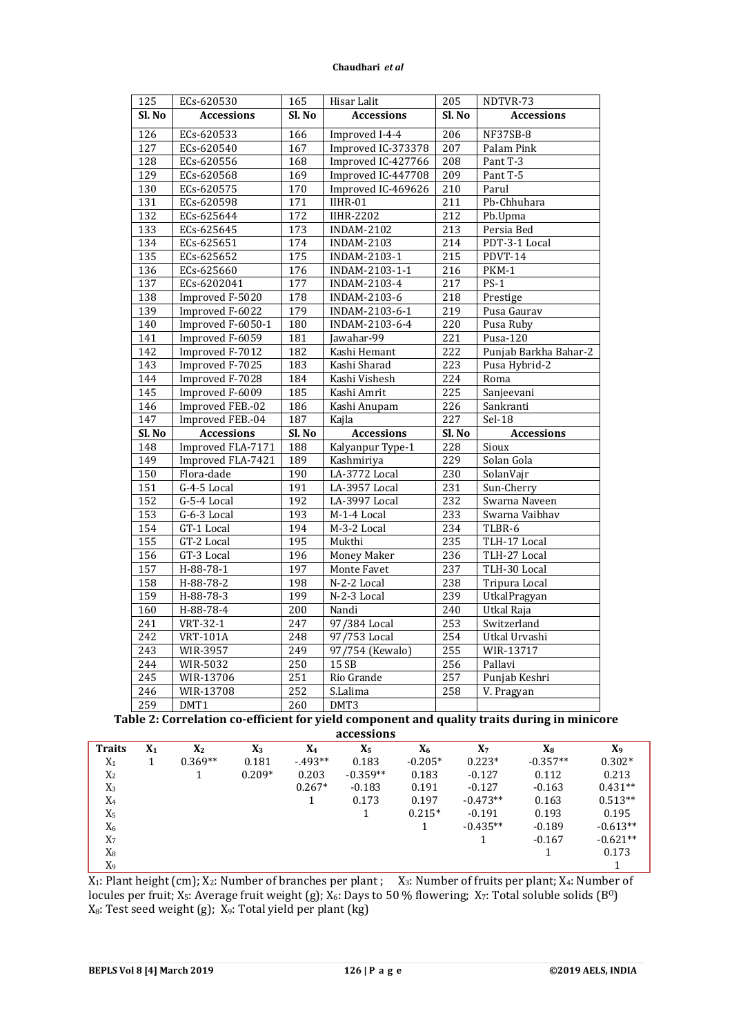| Sl. No | Accessions | Sl. No | Accessions | Sl. No | Accessions |
|---|---|---|---|---|---|
| 125 | ECs-620530 | 165 | Hisar Lalit | 205 | NDTVR-73 |
| **Sl. No** | **Accessions** | **Sl. No** | **Accessions** | **Sl. No** | **Accessions** |
| 126 | ECs-620533 | 166 | Improved I-4-4 | 206 | NF37SB-8 |
| 127 | ECs-620540 | 167 | Improved IC-373378 | 207 | Palam Pink |
| 128 | ECs-620556 | 168 | Improved IC-427766 | 208 | Pant T-3 |
| 129 | ECs-620568 | 169 | Improved IC-447708 | 209 | Pant T-5 |
| 130 | ECs-620575 | 170 | Improved IC-469626 | 210 | Parul |
| 131 | ECs-620598 | 171 | IIHR-01 | 211 | Pb-Chhuhara |
| 132 | ECs-625644 | 172 | IIHR-2202 | 212 | Pb.Upma |
| 133 | ECs-625645 | 173 | INDAM-2102 | 213 | Persia Bed |
| 134 | ECs-625651 | 174 | INDAM-2103 | 214 | PDT-3-1 Local |
| 135 | ECs-625652 | 175 | INDAM-2103-1 | 215 | PDVT-14 |
| 136 | ECs-625660 | 176 | INDAM-2103-1-1 | 216 | PKM-1 |
| 137 | ECs-6202041 | 177 | INDAM-2103-4 | 217 | PS-1 |
| 138 | Improved F-5020 | 178 | INDAM-2103-6 | 218 | Prestige |
| 139 | Improved F-6022 | 179 | INDAM-2103-6-1 | 219 | Pusa Gaurav |
| 140 | Improved F-6050-1 | 180 | INDAM-2103-6-4 | 220 | Pusa Ruby |
| 141 | Improved F-6059 | 181 | Jawahar-99 | 221 | Pusa-120 |
| 142 | Improved F-7012 | 182 | Kashi Hemant | 222 | Punjab Barkha Bahar-2 |
| 143 | Improved F-7025 | 183 | Kashi Sharad | 223 | Pusa Hybrid-2 |
| 144 | Improved F-7028 | 184 | Kashi Vishesh | 224 | Roma |
| 145 | Improved F-6009 | 185 | Kashi Amrit | 225 | Sanjeevani |
| 146 | Improved FEB.-02 | 186 | Kashi Anupam | 226 | Sankranti |
| 147 | Improved FEB.-04 | 187 | Kajla | 227 | Sel-18 |
| **Sl. No** | **Accessions** | **Sl. No** | **Accessions** | **Sl. No** | **Accessions** |
| 148 | Improved FLA-7171 | 188 | Kalyanpur Type-1 | 228 | Sioux |
| 149 | Improved FLA-7421 | 189 | Kashmiriya | 229 | Solan Gola |
| 150 | Flora-dade | 190 | LA-3772 Local | 230 | SolanVajr |
| 151 | G-4-5 Local | 191 | LA-3957 Local | 231 | Sun-Cherry |
| 152 | G-5-4 Local | 192 | LA-3997 Local | 232 | Swarna Naveen |
| 153 | G-6-3 Local | 193 | M-1-4 Local | 233 | Swarna Vaibhav |
| 154 | GT-1 Local | 194 | M-3-2 Local | 234 | TLBR-6 |
| 155 | GT-2 Local | 195 | Mukthi | 235 | TLH-17 Local |
| 156 | GT-3 Local | 196 | Money Maker | 236 | TLH-27 Local |
| 157 | H-88-78-1 | 197 | Monte Favet | 237 | TLH-30 Local |
| 158 | H-88-78-2 | 198 | N-2-2 Local | 238 | Tripura Local |
| 159 | H-88-78-3 | 199 | N-2-3 Local | 239 | UtkalPragyan |
| 160 | H-88-78-4 | 200 | Nandi | 240 | Utkal Raja |
| 241 | VRT-32-1 | 247 | 97/384 Local | 253 | Switzerland |
| 242 | VRT-101A | 248 | 97/753 Local | 254 | Utkal Urvashi |
| 243 | WIR-3957 | 249 | 97/754 (Kewalo) | 255 | WIR-13717 |
| 244 | WIR-5032 | 250 | 15 SB | 256 | Pallavi |
| 245 | WIR-13706 | 251 | Rio Grande | 257 | Punjab Keshri |
| 246 | WIR-13708 | 252 | S.Lalima | 258 | V. Pragyan |
| 259 | DMT1 | 260 | DMT3 | | |

**Table 2: Correlation co-efficient for yield component and quality traits during in minicore accessions**

| Traits | $X_1$ | $X_2$ | $X_3$ | $X_4$ | $X_5$ | $X_6$ | $X_7$ | $X_8$ | $X_9$ |
|---|---|---|---|---|---|---|---|---|---|
| $X_1$ | 1 | 0.369** | 0.181 | -.493** | 0.183 | -0.205* | 0.223* | -0.357** | 0.302* |
| $X_2$ | | 1 | 0.209* | 0.203 | -0.359** | 0.183 | -0.127 | 0.112 | 0.213 |
| $X_3$ | | | | 0.267* | -0.183 | 0.191 | -0.127 | -0.163 | 0.431** |
| $X_4$ | | | | 1 | 0.173 | 0.197 | -0.473** | 0.163 | 0.513** |
| $X_5$ | | | | | 1 | 0.215* | -0.191 | 0.193 | 0.195 |
| $X_6$ | | | | | | 1 | -0.435** | -0.189 | -0.613** |
| $X_7$ | | | | | | | 1 | -0.167 | -0.621** |
| $X_8$ | | | | | | | | 1 | 0.173 |
| $X_9$ | | | | | | | | | 1 |

$X_1$: Plant height (cm); $X_2$: Number of branches per plant ; $X_3$: Number of fruits per plant; $X_4$: Number of locules per fruit; $X_5$: Average fruit weight (g); $X_6$: Days to 50 % flowering; $X_7$: Total soluble solids ($B^0$) $X_8$: Test seed weight (g); $X_9$: Total yield per plant (kg)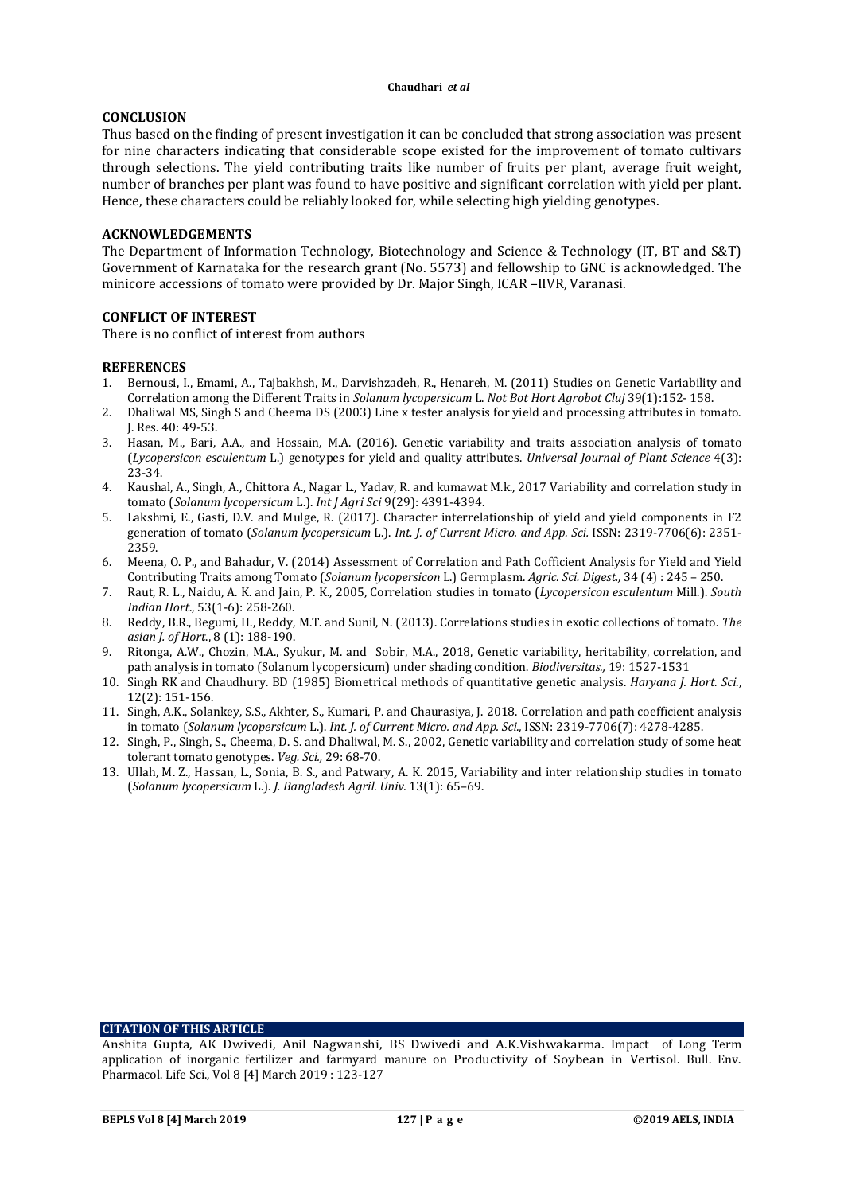## CONCLUSION

Thus based on the finding of present investigation it can be concluded that strong association was present for nine characters indicating that considerable scope existed for the improvement of tomato cultivars through selections. The yield contributing traits like number of fruits per plant, average fruit weight, number of branches per plant was found to have positive and significant correlation with yield per plant. Hence, these characters could be reliably looked for, while selecting high yielding genotypes.

## ACKNOWLEDGEMENTS

The Department of Information Technology, Biotechnology and Science & Technology (IT, BT and S&T) Government of Karnataka for the research grant (No. 5573) and fellowship to GNC is acknowledged. The minicore accessions of tomato were provided by Dr. Major Singh, ICAR –IIVR, Varanasi.

## CONFLICT OF INTEREST

There is no conflict of interest from authors

## REFERENCES

1. Bernousi, I., Emami, A., Tajbakhsh, M., Darvishzadeh, R., Henareh, M. (2011) Studies on Genetic Variability and Correlation among the Different Traits in *Solanum lycopersicum* L. *Not Bot Hort Agrobot Cluj* 39(1):152- 158.
2. Dhaliwal MS, Singh S and Cheema DS (2003) Line x tester analysis for yield and processing attributes in tomato. J. Res. 40: 49-53.
3. Hasan, M., Bari, A.A., and Hossain, M.A. (2016). Genetic variability and traits association analysis of tomato (*Lycopersicon esculentum* L.) genotypes for yield and quality attributes. *Universal Journal of Plant Science* 4(3): 23-34.
4. Kaushal, A., Singh, A., Chittora A., Nagar L., Yadav, R. and kumawat M.k., 2017 Variability and correlation study in tomato (*Solanum lycopersicum* L.). *Int J Agri Sci* 9(29): 4391-4394.
5. Lakshmi, E., Gasti, D.V. and Mulge, R. (2017). Character interrelationship of yield and yield components in F2 generation of tomato (*Solanum lycopersicum* L.). *Int. J. of Current Micro. and App. Sci*. ISSN: 2319-7706(6): 2351-2359.
6. Meena, O. P., and Bahadur, V. (2014) Assessment of Correlation and Path Cofficient Analysis for Yield and Yield Contributing Traits among Tomato (*Solanum lycopersicon* L.) Germplasm. *Agric. Sci. Digest.,* 34 (4) : 245 – 250.
7. Raut, R. L., Naidu, A. K. and Jain, P. K., 2005, Correlation studies in tomato (*Lycopersicon esculentum* Mill.). *South Indian Hort*., 53(1-6): 258-260.
8. Reddy, B.R., Begumi, H., Reddy, M.T. and Sunil, N. (2013). Correlations studies in exotic collections of tomato. *The asian J. of Hort.*, 8 (1): 188-190.
9. Ritonga, A.W., Chozin, M.A., Syukur, M. and Sobir, M.A., 2018, Genetic variability, heritability, correlation, and path analysis in tomato (Solanum lycopersicum) under shading condition. *Biodiversitas.,* 19: 1527-1531
10. Singh RK and Chaudhury. BD (1985) Biometrical methods of quantitative genetic analysis. *Haryana J. Hort. Sci*., 12(2): 151-156.
11. Singh, A.K., Solankey, S.S., Akhter, S., Kumari, P. and Chaurasiya, J. 2018. Correlation and path coefficient analysis in tomato (*Solanum lycopersicum* L.). *Int. J. of Current Micro. and App. Sci.,* ISSN: 2319-7706(7): 4278-4285.
12. Singh, P., Singh, S., Cheema, D. S. and Dhaliwal, M. S., 2002, Genetic variability and correlation study of some heat tolerant tomato genotypes. *Veg. Sci.,* 29: 68-70.
13. Ullah, M. Z., Hassan, L., Sonia, B. S., and Patwary, A. K. 2015, Variability and inter relationship studies in tomato (*Solanum lycopersicum* L.). *J. Bangladesh Agril. Univ.* 13(1): 65–69.

**CITATION OF THIS ARTICLE**

Anshita Gupta, AK Dwivedi, Anil Nagwanshi, BS Dwivedi and A.K.Vishwakarma. Impact of Long Term application of inorganic fertilizer and farmyard manure on Productivity of Soybean in Vertisol. Bull. Env. Pharmacol. Life Sci., Vol 8 [4] March 2019 : 123-127